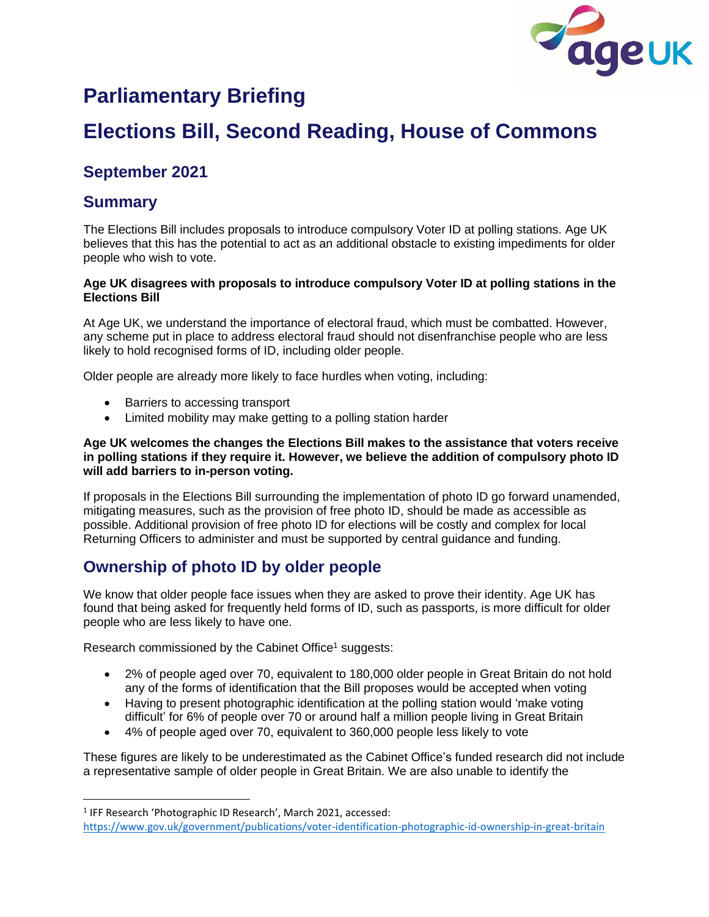# Parliamentary Briefing

# Elections Bill, Second Reading, House of Commons

## September 2021

## Summary

The Elections Bill includes proposals to introduce compulsory Voter ID at polling stations. Age UK believes that this has the potential to act as an additional obstacle to existing impediments for older people who wish to vote.

**Age UK disagrees with proposals to introduce compulsory Voter ID at polling stations in the Elections Bill**

At Age UK, we understand the importance of electoral fraud, which must be combatted. However, any scheme put in place to address electoral fraud should not disenfranchise people who are less likely to hold recognised forms of ID, including older people.

Older people are already more likely to face hurdles when voting, including:

- Barriers to accessing transport
- Limited mobility may make getting to a polling station harder

**Age UK welcomes the changes the Elections Bill makes to the assistance that voters receive in polling stations if they require it. However, we believe the addition of compulsory photo ID will add barriers to in-person voting.**

If proposals in the Elections Bill surrounding the implementation of photo ID go forward unamended, mitigating measures, such as the provision of free photo ID, should be made as accessible as possible. Additional provision of free photo ID for elections will be costly and complex for local Returning Officers to administer and must be supported by central guidance and funding.

## Ownership of photo ID by older people

We know that older people face issues when they are asked to prove their identity. Age UK has found that being asked for frequently held forms of ID, such as passports, is more difficult for older people who are less likely to have one.

Research commissioned by the Cabinet Office[1] suggests:

- 2% of people aged over 70, equivalent to 180,000 older people in Great Britain do not hold any of the forms of identification that the Bill proposes would be accepted when voting
- Having to present photographic identification at the polling station would 'make voting difficult' for 6% of people over 70 or around half a million people living in Great Britain
- 4% of people aged over 70, equivalent to 360,000 people less likely to vote

These figures are likely to be underestimated as the Cabinet Office's funded research did not include a representative sample of older people in Great Britain. We are also unable to identify the

[1] IFF Research 'Photographic ID Research', March 2021, accessed: https://www.gov.uk/government/publications/voter-identification-photographic-id-ownership-in-great-britain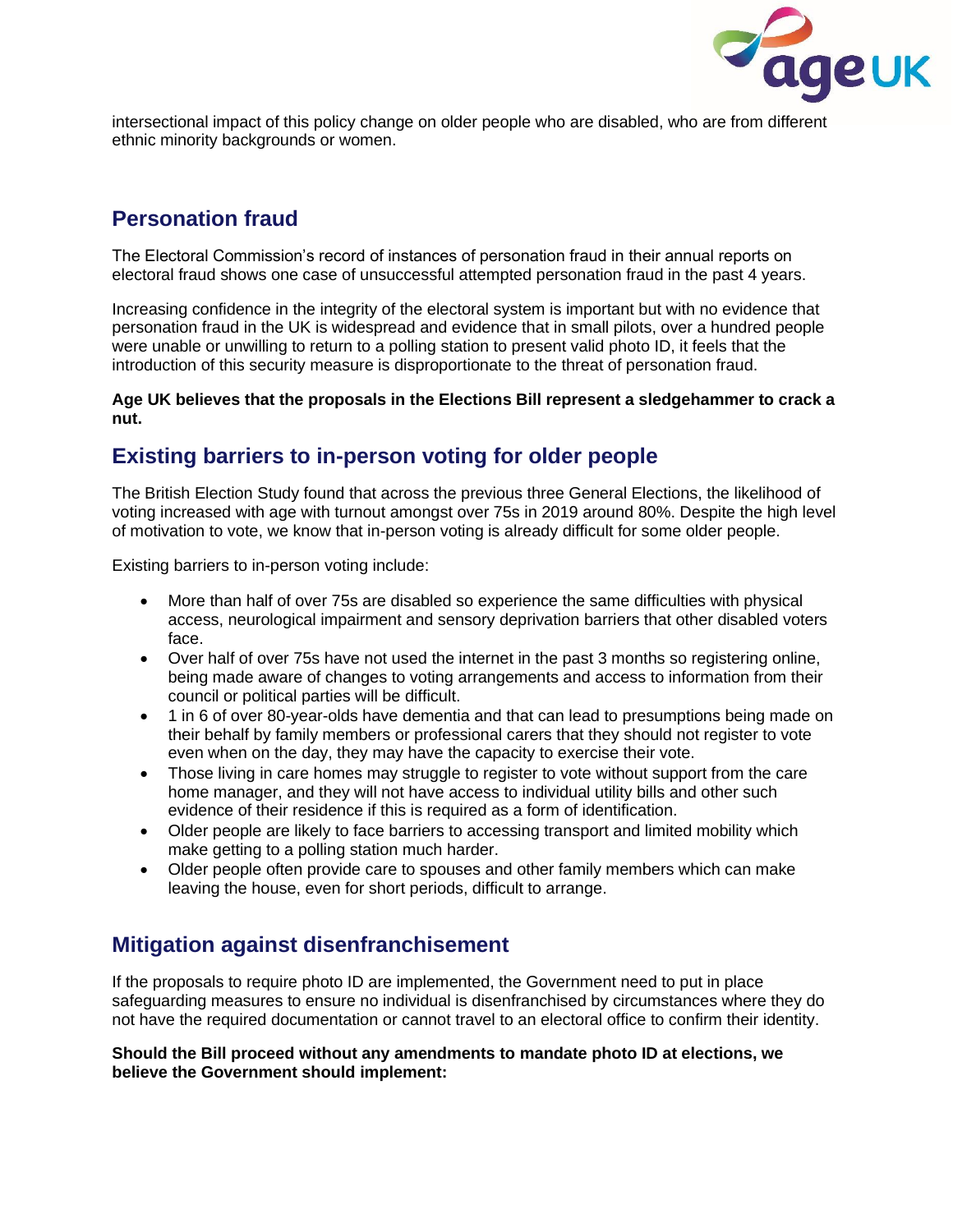intersectional impact of this policy change on older people who are disabled, who are from different ethnic minority backgrounds or women.

## Personation fraud

The Electoral Commission's record of instances of personation fraud in their annual reports on electoral fraud shows one case of unsuccessful attempted personation fraud in the past 4 years.

Increasing confidence in the integrity of the electoral system is important but with no evidence that personation fraud in the UK is widespread and evidence that in small pilots, over a hundred people were unable or unwilling to return to a polling station to present valid photo ID, it feels that the introduction of this security measure is disproportionate to the threat of personation fraud.

**Age UK believes that the proposals in the Elections Bill represent a sledgehammer to crack a nut.**

## Existing barriers to in-person voting for older people

The British Election Study found that across the previous three General Elections, the likelihood of voting increased with age with turnout amongst over 75s in 2019 around 80%. Despite the high level of motivation to vote, we know that in-person voting is already difficult for some older people.

Existing barriers to in-person voting include:

- More than half of over 75s are disabled so experience the same difficulties with physical access, neurological impairment and sensory deprivation barriers that other disabled voters face.
- Over half of over 75s have not used the internet in the past 3 months so registering online, being made aware of changes to voting arrangements and access to information from their council or political parties will be difficult.
- 1 in 6 of over 80-year-olds have dementia and that can lead to presumptions being made on their behalf by family members or professional carers that they should not register to vote even when on the day, they may have the capacity to exercise their vote.
- Those living in care homes may struggle to register to vote without support from the care home manager, and they will not have access to individual utility bills and other such evidence of their residence if this is required as a form of identification.
- Older people are likely to face barriers to accessing transport and limited mobility which make getting to a polling station much harder.
- Older people often provide care to spouses and other family members which can make leaving the house, even for short periods, difficult to arrange.

## Mitigation against disenfranchisement

If the proposals to require photo ID are implemented, the Government need to put in place safeguarding measures to ensure no individual is disenfranchised by circumstances where they do not have the required documentation or cannot travel to an electoral office to confirm their identity.

**Should the Bill proceed without any amendments to mandate photo ID at elections, we believe the Government should implement:**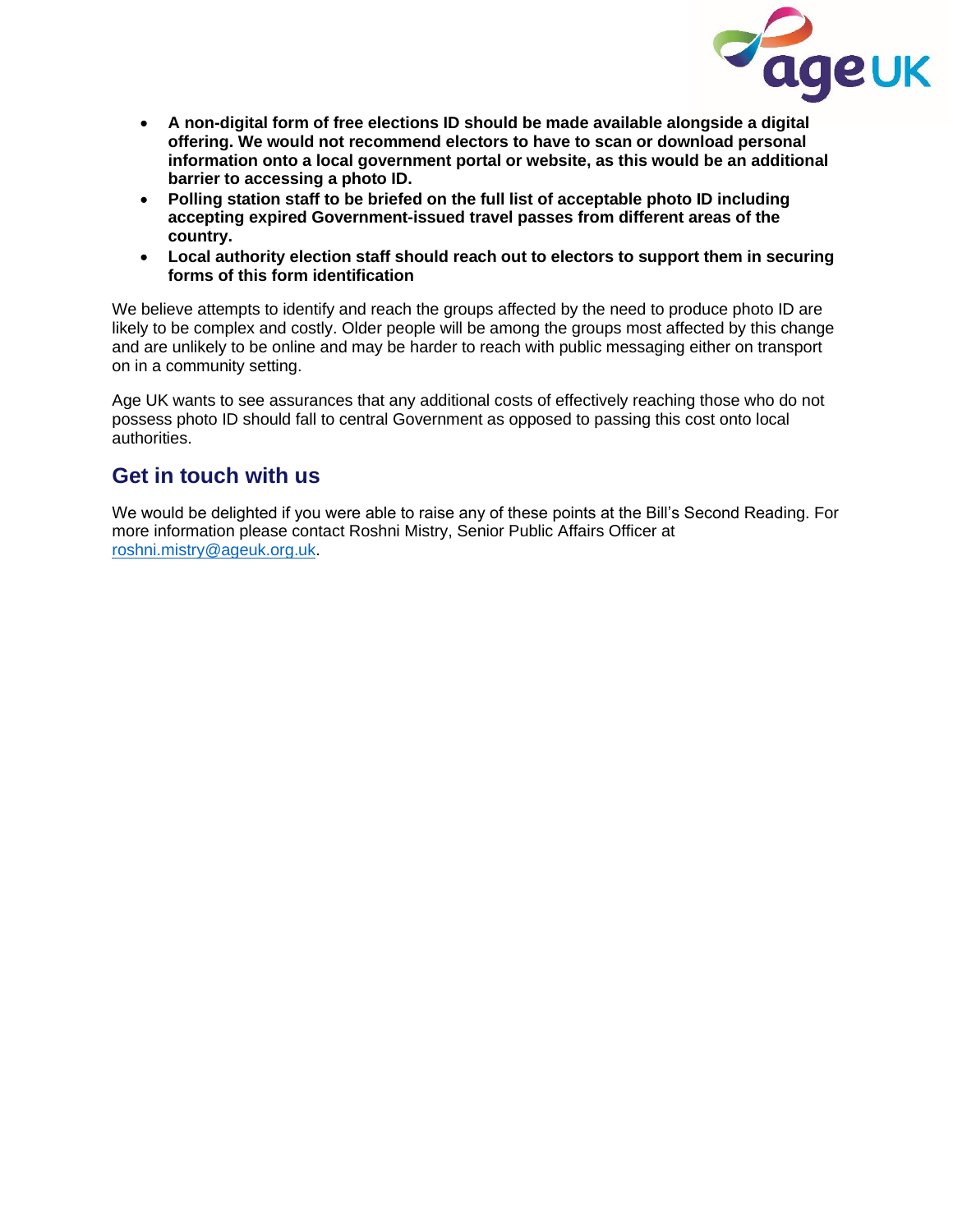- **A non-digital form of free elections ID should be made available alongside a digital offering. We would not recommend electors to have to scan or download personal information onto a local government portal or website, as this would be an additional barrier to accessing a photo ID.**
- **Polling station staff to be briefed on the full list of acceptable photo ID including accepting expired Government-issued travel passes from different areas of the country.**
- **Local authority election staff should reach out to electors to support them in securing forms of this form identification**

We believe attempts to identify and reach the groups affected by the need to produce photo ID are likely to be complex and costly. Older people will be among the groups most affected by this change and are unlikely to be online and may be harder to reach with public messaging either on transport on in a community setting.

Age UK wants to see assurances that any additional costs of effectively reaching those who do not possess photo ID should fall to central Government as opposed to passing this cost onto local authorities.

## Get in touch with us

We would be delighted if you were able to raise any of these points at the Bill's Second Reading. For more information please contact Roshni Mistry, Senior Public Affairs Officer at roshni.mistry@ageuk.org.uk.